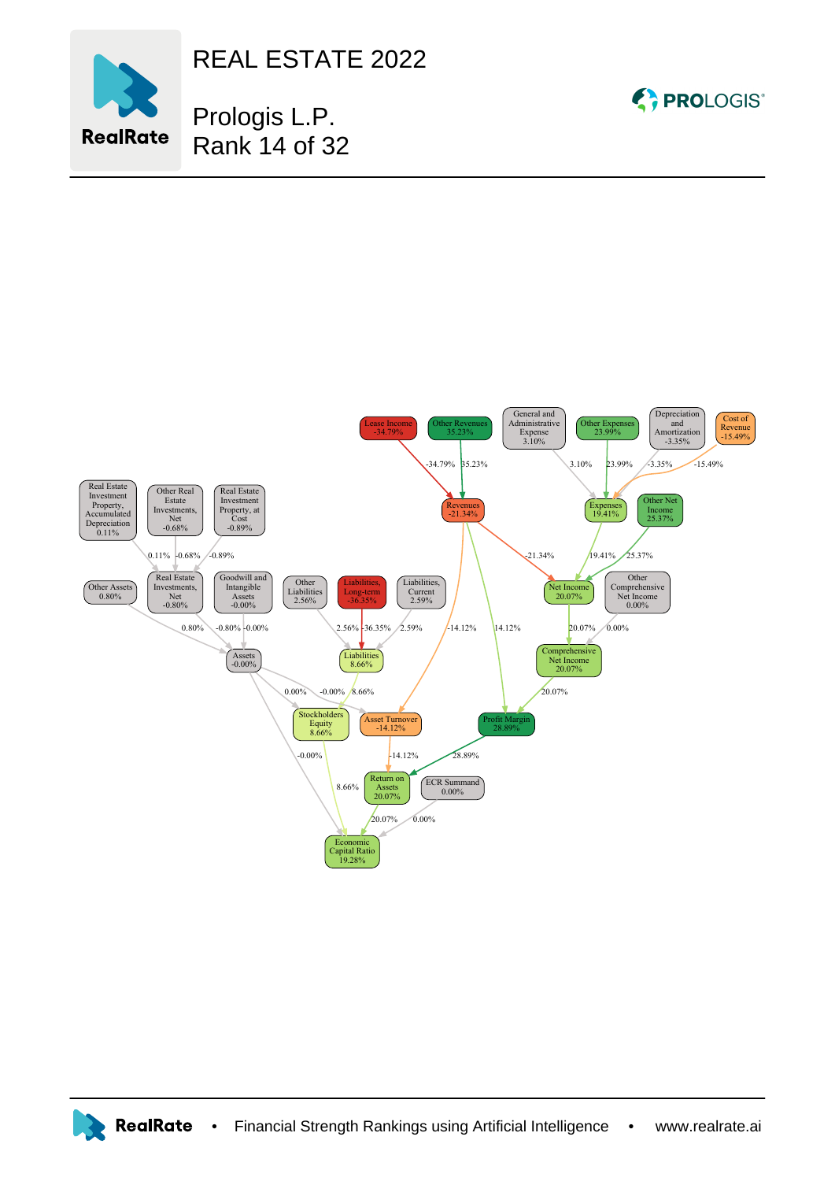# REAL ESTATE 2022

## Prologis L.P.
## Rank 14 of 32

Lease Income -34.79%

Other Revenues 35.23%

General and Administrative Expense 3.10%

Other Expenses 23.99%

Depreciation and Amortization -3.35%

Cost of Revenue -15.49%

Revenues -21.34%

Expenses 19.41%

Other Net Income 25.37%

Real Estate Investment Property, Accumulated Depreciation 0.11%

Other Real Estate Investments, Net -0.68%

Real Estate Investment Property, at Cost -0.89%

Other Assets 0.80%

Real Estate Investments, Net -0.80%

Goodwill and Intangible Assets -0.00%

Other Liabilities 2.56%

Liabilities, Long-term -36.35%

Liabilities, Current 2.59%

Net Income 20.07%

Other Comprehensive Net Income 0.00%

Assets -0.00%

Liabilities 8.66%

Comprehensive Net Income 20.07%

Stockholders Equity 8.66%

Asset Turnover -14.12%

Profit Margin 28.89%

Return on Assets 20.07%

ECR Summand 0.00%

Economic Capital Ratio 19.28%

RealRate • Financial Strength Rankings using Artificial Intelligence • www.realrate.ai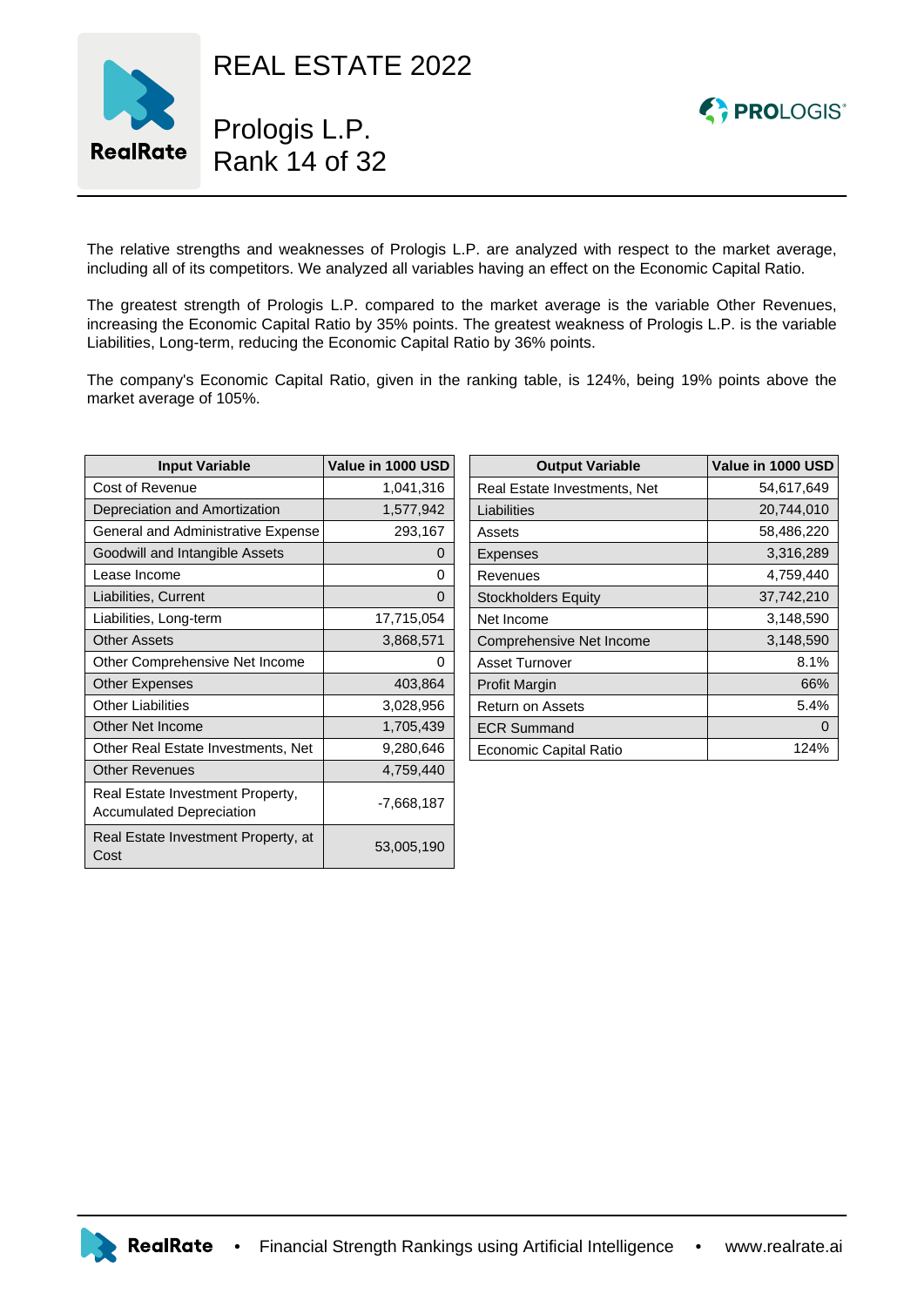# REAL ESTATE 2022

## Prologis L.P.
## Rank 14 of 32

The relative strengths and weaknesses of Prologis L.P. are analyzed with respect to the market average, including all of its competitors. We analyzed all variables having an effect on the Economic Capital Ratio.

The greatest strength of Prologis L.P. compared to the market average is the variable Other Revenues, increasing the Economic Capital Ratio by 35% points. The greatest weakness of Prologis L.P. is the variable Liabilities, Long-term, reducing the Economic Capital Ratio by 36% points.

The company's Economic Capital Ratio, given in the ranking table, is 124%, being 19% points above the market average of 105%.

| Input Variable | Value in 1000 USD |
|---|---|
| Cost of Revenue | 1,041,316 |
| Depreciation and Amortization | 1,577,942 |
| General and Administrative Expense | 293,167 |
| Goodwill and Intangible Assets | 0 |
| Lease Income | 0 |
| Liabilities, Current | 0 |
| Liabilities, Long-term | 17,715,054 |
| Other Assets | 3,868,571 |
| Other Comprehensive Net Income | 0 |
| Other Expenses | 403,864 |
| Other Liabilities | 3,028,956 |
| Other Net Income | 1,705,439 |
| Other Real Estate Investments, Net | 9,280,646 |
| Other Revenues | 4,759,440 |
| Real Estate Investment Property, Accumulated Depreciation | -7,668,187 |
| Real Estate Investment Property, at Cost | 53,005,190 |

| Output Variable | Value in 1000 USD |
|---|---|
| Real Estate Investments, Net | 54,617,649 |
| Liabilities | 20,744,010 |
| Assets | 58,486,220 |
| Expenses | 3,316,289 |
| Revenues | 4,759,440 |
| Stockholders Equity | 37,742,210 |
| Net Income | 3,148,590 |
| Comprehensive Net Income | 3,148,590 |
| Asset Turnover | 8.1% |
| Profit Margin | 66% |
| Return on Assets | 5.4% |
| ECR Summand | 0 |
| Economic Capital Ratio | 124% |